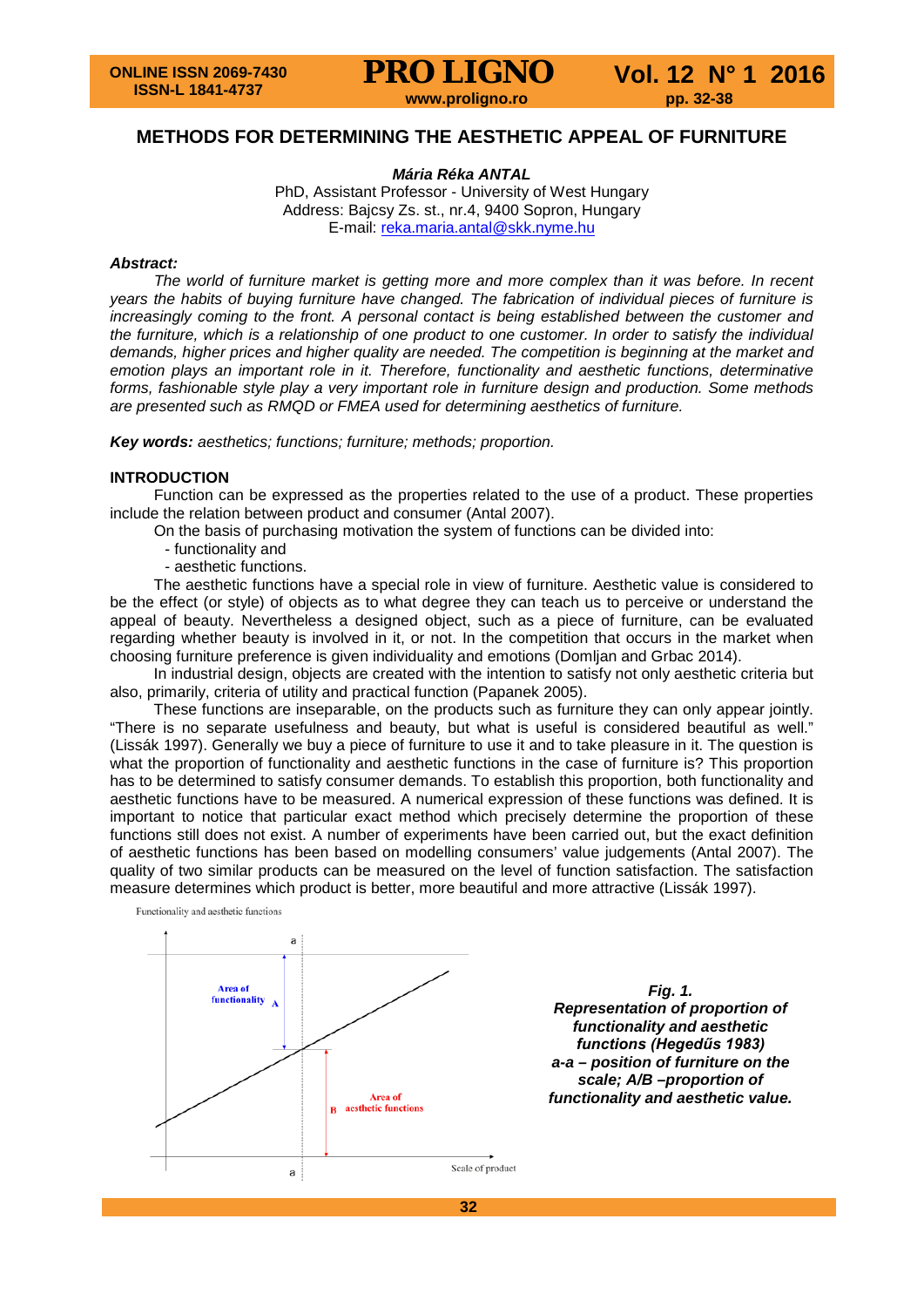# METHODS FOR DETERMINING THE AESTHETIC APPEAL OF FURNITURE

***Mária Réka ANTAL***

PhD, Assistant Professor - University of West Hungary
Address: Bajcsy Zs. st., nr.4, 9400 Sopron, Hungary
E-mail: reka.maria.antal@skk.nyme.hu

***Abstract:***

*The world of furniture market is getting more and more complex than it was before. In recent years the habits of buying furniture have changed. The fabrication of individual pieces of furniture is increasingly coming to the front. A personal contact is being established between the customer and the furniture, which is a relationship of one product to one customer. In order to satisfy the individual demands, higher prices and higher quality are needed. The competition is beginning at the market and emotion plays an important role in it. Therefore, functionality and aesthetic functions, determinative forms, fashionable style play a very important role in furniture design and production. Some methods are presented such as RMQD or FMEA used for determining aesthetics of furniture.*

***Key words:*** *aesthetics; functions; furniture; methods; proportion.*

## INTRODUCTION

Function can be expressed as the properties related to the use of a product. These properties include the relation between product and consumer (Antal 2007).

On the basis of purchasing motivation the system of functions can be divided into:

- functionality and
- aesthetic functions.

The aesthetic functions have a special role in view of furniture. Aesthetic value is considered to be the effect (or style) of objects as to what degree they can teach us to perceive or understand the appeal of beauty. Nevertheless a designed object, such as a piece of furniture, can be evaluated regarding whether beauty is involved in it, or not. In the competition that occurs in the market when choosing furniture preference is given individuality and emotions (Domljan and Grbac 2014).

In industrial design, objects are created with the intention to satisfy not only aesthetic criteria but also, primarily, criteria of utility and practical function (Papanek 2005).

These functions are inseparable, on the products such as furniture they can only appear jointly. "There is no separate usefulness and beauty, but what is useful is considered beautiful as well." (Lissák 1997). Generally we buy a piece of furniture to use it and to take pleasure in it. The question is what the proportion of functionality and aesthetic functions in the case of furniture is? This proportion has to be determined to satisfy consumer demands. To establish this proportion, both functionality and aesthetic functions have to be measured. A numerical expression of these functions was defined. It is important to notice that particular exact method which precisely determine the proportion of these functions still does not exist. A number of experiments have been carried out, but the exact definition of aesthetic functions has been based on modelling consumers' value judgements (Antal 2007). The quality of two similar products can be measured on the level of function satisfaction. The satisfaction measure determines which product is better, more beautiful and more attractive (Lissák 1997).

***Fig. 1.***
***Representation of proportion of functionality and aesthetic functions (Hegedűs 1983)***
***a-a – position of furniture on the scale; A/B –proportion of functionality and aesthetic value.***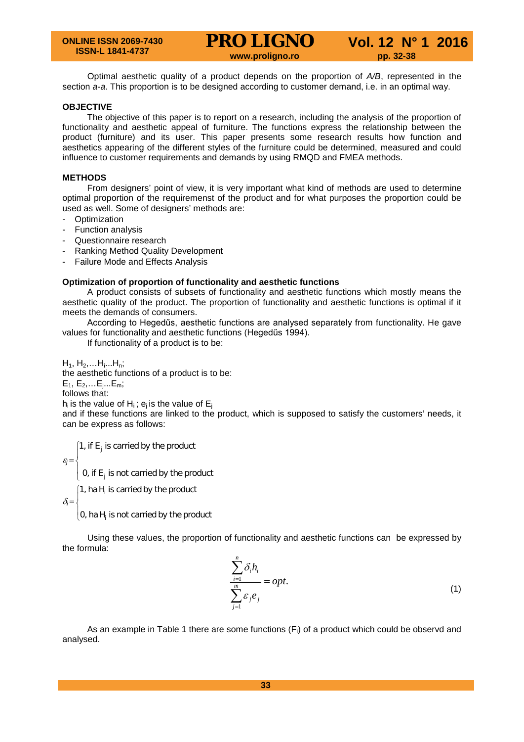Optimal aesthetic quality of a product depends on the proportion of *A/B*, represented in the section *a-a*. This proportion is to be designed according to customer demand, i.e. in an optimal way.

## OBJECTIVE

The objective of this paper is to report on a research, including the analysis of the proportion of functionality and aesthetic appeal of furniture. The functions express the relationship between the product (furniture) and its user. This paper presents some research results how function and aesthetics appearing of the different styles of the furniture could be determined, measured and could influence to customer requirements and demands by using RMQD and FMEA methods.

## METHODS

From designers' point of view, it is very important what kind of methods are used to determine optimal proportion of the requirememst of the product and for what purposes the proportion could be used as well. Some of designers' methods are:

- Optimization
- Function analysis
- Questionnaire research
- Ranking Method Quality Development
- Failure Mode and Effects Analysis

### Optimization of proportion of functionality and aesthetic functions

A product consists of subsets of functionality and aesthetic functions which mostly means the aesthetic quality of the product. The proportion of functionality and aesthetic functions is optimal if it meets the demands of consumers.

According to Hegedűs, aesthetic functions are analysed separately from functionality. He gave values for functionality and aesthetic functions (Hegedűs 1994).

If functionality of a product is to be:

$H_1, H_2, \ldots H_i \ldots H_n$;

the aesthetic functions of a product is to be:

$E_1, E_2, \ldots E_j \ldots E_m$;

follows that:

$h_i$ is the value of $H_i$ ; $e_j$ is the value of $E_j$

and if these functions are linked to the product, which is supposed to satisfy the customers' needs, it can be express as follows:

$$\varepsilon_j = \begin{cases} 1, \text{ if } E_j \text{ is carried by the product} \\ 0, \text{ if } E_j \text{ is not carried by the product} \end{cases}$$

$$\delta_i = \begin{cases} 1, \text{ ha } H_i \text{ is carried by the product} \\ 0, \text{ ha } H_i \text{ is not carried by the product} \end{cases}$$

Using these values, the proportion of functionality and aesthetic functions can be expressed by the formula:

$$\frac{\sum_{i=1}^{n} \delta_i h_i}{\sum_{j=1}^{m} \varepsilon_j e_j} = opt. \tag{1}$$

As an example in Table 1 there are some functions ($F_i$) of a product which could be observd and analysed.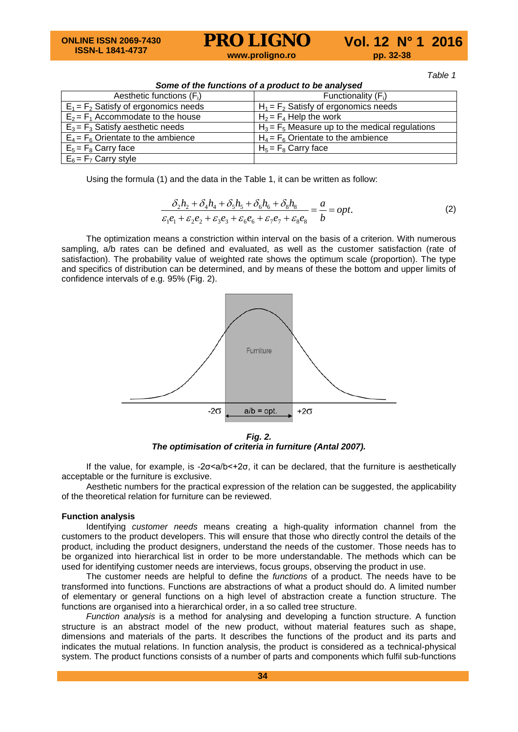*Table 1*

***Some of the functions of a product to be analysed***

| Aesthetic functions ($F_i$) | Functionality ($F_i$) |
|---|---|
| $E_1 = F_2$ Satisfy of ergonomics needs | $H_1 = F_2$ Satisfy of ergonomics needs |
| $E_2 = F_1$ Accommodate to the house | $H_2 = F_4$ Help the work |
| $E_3 = F_3$ Satisfy aesthetic needs | $H_3 = F_5$ Measure up to the medical regulations |
| $E_4 = F_6$ Orientate to the ambience | $H_4 = F_6$ Orientate to the ambience |
| $E_5 = F_8$ Carry face | $H_5 = F_8$ Carry face |
| $E_6 = F_7$ Carry style | |

Using the formula (1) and the data in the Table 1, it can be written as follow:

$$\frac{\delta_2 h_2 + \delta_4 h_4 + \delta_5 h_5 + \delta_6 h_6 + \delta_8 h_8}{\varepsilon_1 e_1 + \varepsilon_2 e_2 + \varepsilon_3 e_3 + \varepsilon_6 e_6 + \varepsilon_7 e_7 + \varepsilon_8 e_8} = \frac{a}{b} = opt. \qquad (2)$$

The optimization means a constriction within interval on the basis of a criterion. With numerous sampling, a/b rates can be defined and evaluated, as well as the customer satisfaction (rate of satisfaction). The probability value of weighted rate shows the optimum scale (proportion). The type and specifics of distribution can be determined, and by means of these the bottom and upper limits of confidence intervals of e.g. 95% (Fig. 2).

***Fig. 2.***
***The optimisation of criteria in furniture (Antal 2007).***

If the value, for example, is $-2\sigma < a/b < +2\sigma$, it can be declared, that the furniture is aesthetically acceptable or the furniture is exclusive.

Aesthetic numbers for the practical expression of the relation can be suggested, the applicability of the theoretical relation for furniture can be reviewed.

**Function analysis**

Identifying *customer needs* means creating a high-quality information channel from the customers to the product developers. This will ensure that those who directly control the details of the product, including the product designers, understand the needs of the customer. Those needs has to be organized into hierarchical list in order to be more understandable. The methods which can be used for identifying customer needs are interviews, focus groups, observing the product in use.

The customer needs are helpful to define the *functions* of a product. The needs have to be transformed into functions. Functions are abstractions of what a product should do. A limited number of elementary or general functions on a high level of abstraction create a function structure. The functions are organised into a hierarchical order, in a so called tree structure.

*Function analysis* is a method for analysing and developing a function structure. A function structure is an abstract model of the new product, without material features such as shape, dimensions and materials of the parts. It describes the functions of the product and its parts and indicates the mutual relations. In function analysis, the product is considered as a technical-physical system. The product functions consists of a number of parts and components which fulfil sub-functions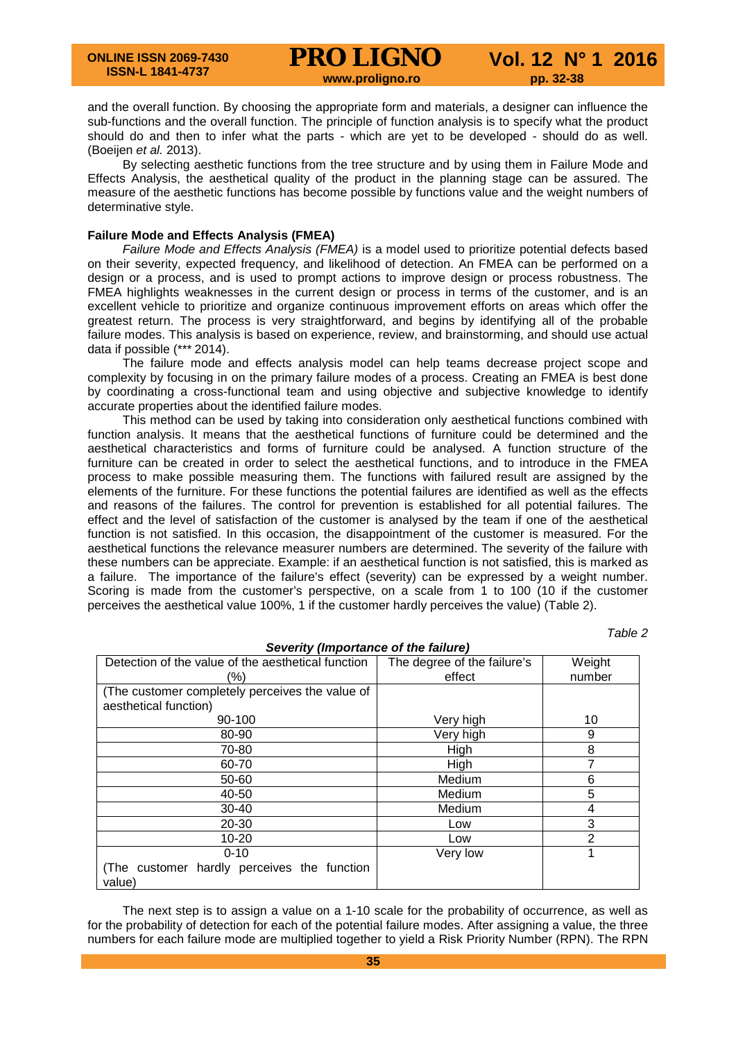and the overall function. By choosing the appropriate form and materials, a designer can influence the sub-functions and the overall function. The principle of function analysis is to specify what the product should do and then to infer what the parts - which are yet to be developed - should do as well. (Boeijen *et al.* 2013).

By selecting aesthetic functions from the tree structure and by using them in Failure Mode and Effects Analysis, the aesthetical quality of the product in the planning stage can be assured. The measure of the aesthetic functions has become possible by functions value and the weight numbers of determinative style.

**Failure Mode and Effects Analysis (FMEA)**

*Failure Mode and Effects Analysis (FMEA)* is a model used to prioritize potential defects based on their severity, expected frequency, and likelihood of detection. An FMEA can be performed on a design or a process, and is used to prompt actions to improve design or process robustness. The FMEA highlights weaknesses in the current design or process in terms of the customer, and is an excellent vehicle to prioritize and organize continuous improvement efforts on areas which offer the greatest return. The process is very straightforward, and begins by identifying all of the probable failure modes. This analysis is based on experience, review, and brainstorming, and should use actual data if possible (*** 2014).

The failure mode and effects analysis model can help teams decrease project scope and complexity by focusing in on the primary failure modes of a process. Creating an FMEA is best done by coordinating a cross-functional team and using objective and subjective knowledge to identify accurate properties about the identified failure modes.

This method can be used by taking into consideration only aesthetical functions combined with function analysis. It means that the aesthetical functions of furniture could be determined and the aesthetical characteristics and forms of furniture could be analysed. A function structure of the furniture can be created in order to select the aesthetical functions, and to introduce in the FMEA process to make possible measuring them. The functions with failured result are assigned by the elements of the furniture. For these functions the potential failures are identified as well as the effects and reasons of the failures. The control for prevention is established for all potential failures. The effect and the level of satisfaction of the customer is analysed by the team if one of the aesthetical function is not satisfied. In this occasion, the disappointment of the customer is measured. For the aesthetical functions the relevance measurer numbers are determined. The severity of the failure with these numbers can be appreciate. Example: if an aesthetical function is not satisfied, this is marked as a failure. The importance of the failure's effect (severity) can be expressed by a weight number. Scoring is made from the customer's perspective, on a scale from 1 to 100 (10 if the customer perceives the aesthetical value 100%, 1 if the customer hardly perceives the value) (Table 2).

*Table 2*

***Severity (Importance of the failure)***

| Detection of the value of the aesthetical function (%) | The degree of the failure's effect | Weight number |
|---|---|---|
| (The customer completely perceives the value of aesthetical function) 90-100 | Very high | 10 |
| 80-90 | Very high | 9 |
| 70-80 | High | 8 |
| 60-70 | High | 7 |
| 50-60 | Medium | 6 |
| 40-50 | Medium | 5 |
| 30-40 | Medium | 4 |
| 20-30 | Low | 3 |
| 10-20 | Low | 2 |
| 0-10 (The customer hardly perceives the function value) | Very low | 1 |

The next step is to assign a value on a 1-10 scale for the probability of occurrence, as well as for the probability of detection for each of the potential failure modes. After assigning a value, the three numbers for each failure mode are multiplied together to yield a Risk Priority Number (RPN). The RPN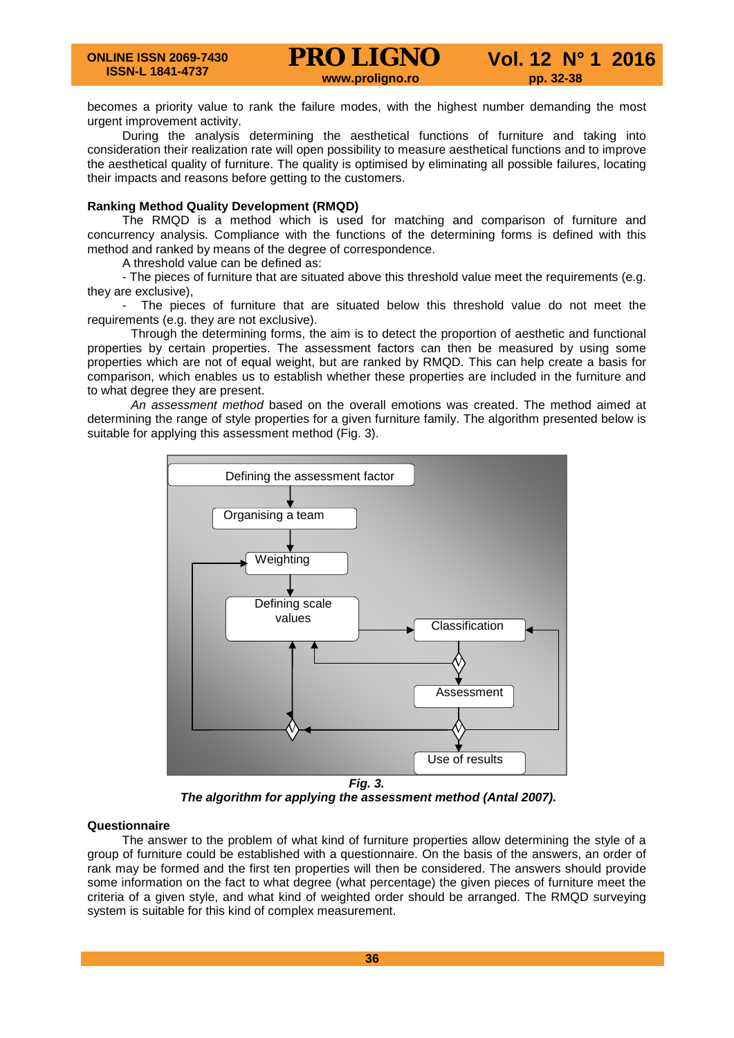becomes a priority value to rank the failure modes, with the highest number demanding the most urgent improvement activity.

During the analysis determining the aesthetical functions of furniture and taking into consideration their realization rate will open possibility to measure aesthetical functions and to improve the aesthetical quality of furniture. The quality is optimised by eliminating all possible failures, locating their impacts and reasons before getting to the customers.

**Ranking Method Quality Development (RMQD)**

The RMQD is a method which is used for matching and comparison of furniture and concurrency analysis. Compliance with the functions of the determining forms is defined with this method and ranked by means of the degree of correspondence.

A threshold value can be defined as:

- The pieces of furniture that are situated above this threshold value meet the requirements (e.g. they are exclusive),
- The pieces of furniture that are situated below this threshold value do not meet the requirements (e.g. they are not exclusive).

Through the determining forms, the aim is to detect the proportion of aesthetic and functional properties by certain properties. The assessment factors can then be measured by using some properties which are not of equal weight, but are ranked by RMQD. This can help create a basis for comparison, which enables us to establish whether these properties are included in the furniture and to what degree they are present.

*An assessment method* based on the overall emotions was created. The method aimed at determining the range of style properties for a given furniture family. The algorithm presented below is suitable for applying this assessment method (Fig. 3).

***Fig. 3.***
***The algorithm for applying the assessment method (Antal 2007).***

**Questionnaire**

The answer to the problem of what kind of furniture properties allow determining the style of a group of furniture could be established with a questionnaire. On the basis of the answers, an order of rank may be formed and the first ten properties will then be considered. The answers should provide some information on the fact to what degree (what percentage) the given pieces of furniture meet the criteria of a given style, and what kind of weighted order should be arranged. The RMQD surveying system is suitable for this kind of complex measurement.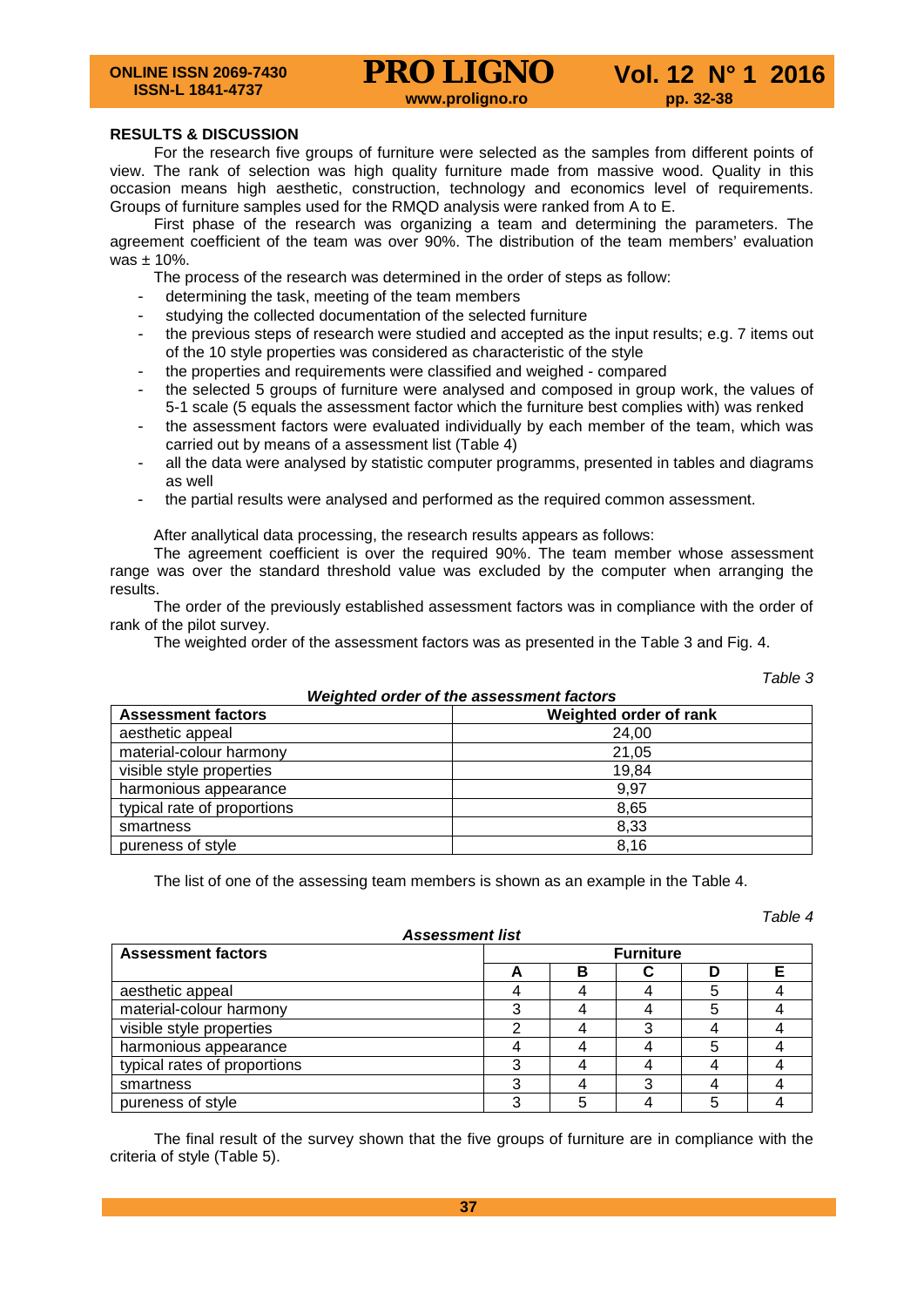## RESULTS & DISCUSSION

For the research five groups of furniture were selected as the samples from different points of view. The rank of selection was high quality furniture made from massive wood. Quality in this occasion means high aesthetic, construction, technology and economics level of requirements. Groups of furniture samples used for the RMQD analysis were ranked from A to E.

First phase of the research was organizing a team and determining the parameters. The agreement coefficient of the team was over 90%. The distribution of the team members' evaluation was ± 10%.

The process of the research was determined in the order of steps as follow:

- determining the task, meeting of the team members
- studying the collected documentation of the selected furniture
- the previous steps of research were studied and accepted as the input results; e.g. 7 items out of the 10 style properties was considered as characteristic of the style
- the properties and requirements were classified and weighed - compared
- the selected 5 groups of furniture were analysed and composed in group work, the values of 5-1 scale (5 equals the assessment factor which the furniture best complies with) was renked
- the assessment factors were evaluated individually by each member of the team, which was carried out by means of a assessment list (Table 4)
- all the data were analysed by statistic computer programms, presented in tables and diagrams as well
- the partial results were analysed and performed as the required common assessment.

After anallytical data processing, the research results appears as follows:

The agreement coefficient is over the required 90%. The team member whose assessment range was over the standard threshold value was excluded by the computer when arranging the results.

The order of the previously established assessment factors was in compliance with the order of rank of the pilot survey.

The weighted order of the assessment factors was as presented in the Table 3 and Fig. 4.

*Table 3*

***Weighted order of the assessment factors***

| Assessment factors | Weighted order of rank |
|---|---|
| aesthetic appeal | 24,00 |
| material-colour harmony | 21,05 |
| visible style properties | 19,84 |
| harmonious appearance | 9,97 |
| typical rate of proportions | 8,65 |
| smartness | 8,33 |
| pureness of style | 8,16 |

The list of one of the assessing team members is shown as an example in the Table 4.

*Table 4*

***Assessment list***

| Assessment factors | Furniture | | | | |
|---|---|---|---|---|---|
| | A | B | C | D | E |
| aesthetic appeal | 4 | 4 | 4 | 5 | 4 |
| material-colour harmony | 3 | 4 | 4 | 5 | 4 |
| visible style properties | 2 | 4 | 3 | 4 | 4 |
| harmonious appearance | 4 | 4 | 4 | 5 | 4 |
| typical rates of proportions | 3 | 4 | 4 | 4 | 4 |
| smartness | 3 | 4 | 3 | 4 | 4 |
| pureness of style | 3 | 5 | 4 | 5 | 4 |

The final result of the survey shown that the five groups of furniture are in compliance with the criteria of style (Table 5).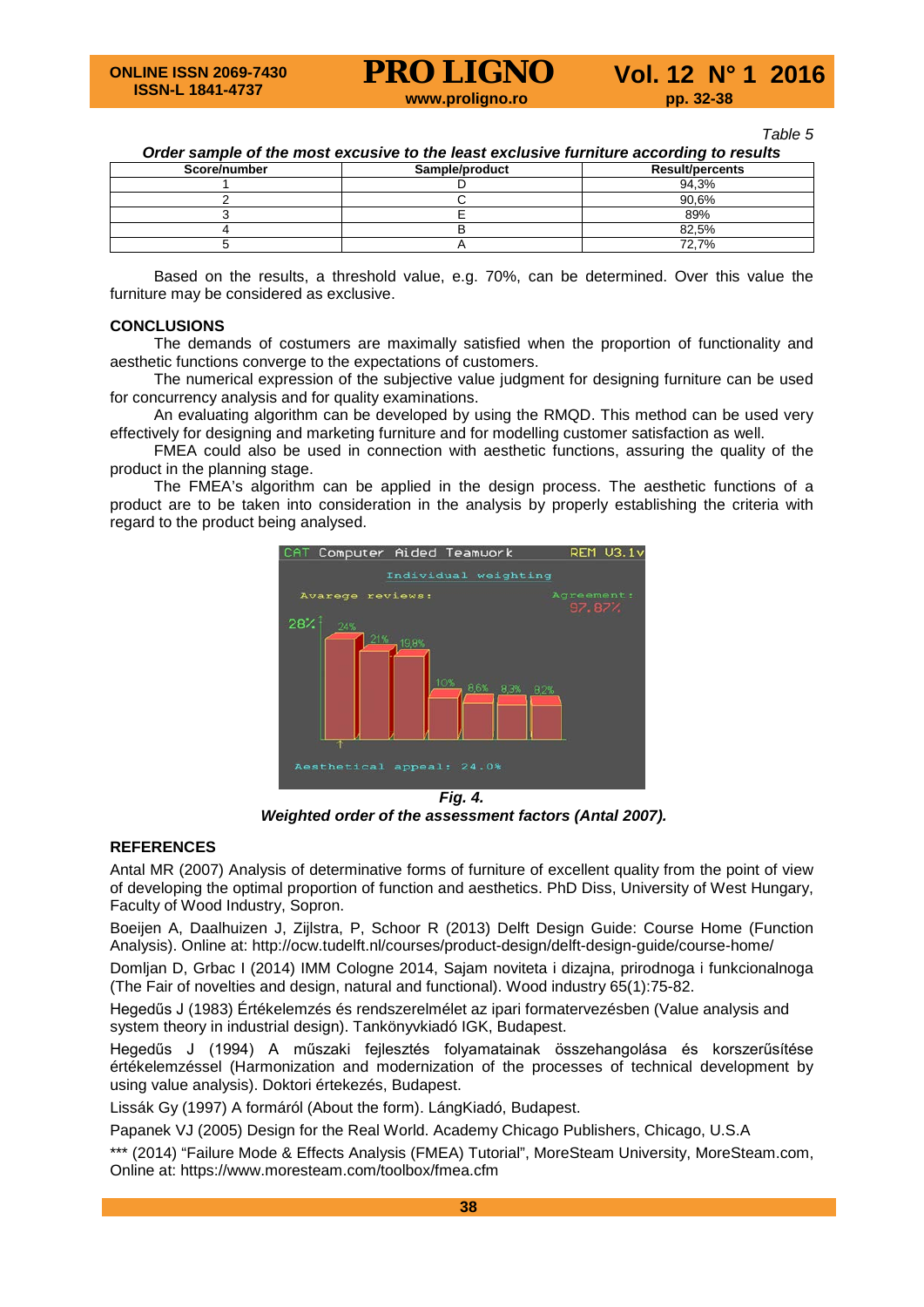*Table 5*

***Order sample of the most excusive to the least exclusive furniture according to results***

| Score/number | Sample/product | Result/percents |
|---|---|---|
| 1 | D | 94,3% |
| 2 | C | 90,6% |
| 3 | E | 89% |
| 4 | B | 82,5% |
| 5 | A | 72,7% |

Based on the results, a threshold value, e.g. 70%, can be determined. Over this value the furniture may be considered as exclusive.

## CONCLUSIONS

The demands of costumers are maximally satisfied when the proportion of functionality and aesthetic functions converge to the expectations of customers.

The numerical expression of the subjective value judgment for designing furniture can be used for concurrency analysis and for quality examinations.

An evaluating algorithm can be developed by using the RMQD. This method can be used very effectively for designing and marketing furniture and for modelling customer satisfaction as well.

FMEA could also be used in connection with aesthetic functions, assuring the quality of the product in the planning stage.

The FMEA's algorithm can be applied in the design process. The aesthetic functions of a product are to be taken into consideration in the analysis by properly establishing the criteria with regard to the product being analysed.

CAT Computer Aided Teamwork REM V3.1v

Individual weighting

Avarege reviews:

Agreement: 97.87%

28%

24%

21%

19,8%

10%

8,6%

8,3%

8,2%

Aesthetical appeal: 24.0%

***Fig. 4.***
***Weighted order of the assessment factors (Antal 2007).***

## REFERENCES

Antal MR (2007) Analysis of determinative forms of furniture of excellent quality from the point of view of developing the optimal proportion of function and aesthetics. PhD Diss, University of West Hungary, Faculty of Wood Industry, Sopron.

Boeijen A, Daalhuizen J, Zijlstra, P, Schoor R (2013) Delft Design Guide: Course Home (Function Analysis). Online at: http://ocw.tudelft.nl/courses/product-design/delft-design-guide/course-home/

Domljan D, Grbac I (2014) IMM Cologne 2014, Sajam noviteta i dizajna, prirodnoga i funkcionalnoga (The Fair of novelties and design, natural and functional). Wood industry 65(1):75-82.

Hegedűs J (1983) Értékelemzés és rendszerelmélet az ipari formatervezésben (Value analysis and system theory in industrial design). Tankönyvkiadó IGK, Budapest.

Hegedűs J (1994) A műszaki fejlesztés folyamatainak összehangolása és korszerűsítése értékelemzéssel (Harmonization and modernization of the processes of technical development by using value analysis). Doktori értekezés, Budapest.

Lissák Gy (1997) A formáról (About the form). LángKiadó, Budapest.

Papanek VJ (2005) Design for the Real World. Academy Chicago Publishers, Chicago, U.S.A

*** (2014) "Failure Mode & Effects Analysis (FMEA) Tutorial", MoreSteam University, MoreSteam.com, Online at: https://www.moresteam.com/toolbox/fmea.cfm